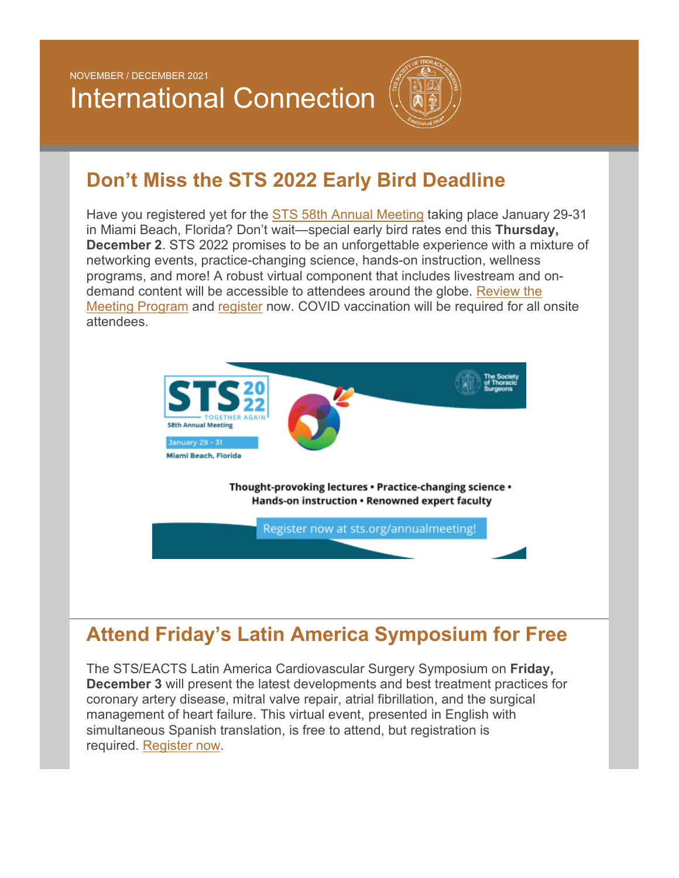NOVEMBER / DECEMBER 2021

# International Connection

## Don't Miss the STS 2022 Early Bird Deadline

Have you registered yet for the STS 58th Annual Meeting taking place January 29-31 in Miami Beach, Florida? Don't wait—special early bird rates end this **Thursday, December 2**. STS 2022 promises to be an unforgettable experience with a mixture of networking events, practice-changing science, hands-on instruction, wellness programs, and more! A robust virtual component that includes livestream and on-demand content will be accessible to attendees around the globe. Review the Meeting Program and register now. COVID vaccination will be required for all onsite attendees.

STS 2022 TOGETHER AGAIN
58th Annual Meeting
January 29 - 31
Miami Beach, Florida

The Society of Thoracic Surgeons

Thought-provoking lectures • Practice-changing science • Hands-on instruction • Renowned expert faculty

Register now at sts.org/annualmeeting!

## Attend Friday's Latin America Symposium for Free

The STS/EACTS Latin America Cardiovascular Surgery Symposium on **Friday, December 3** will present the latest developments and best treatment practices for coronary artery disease, mitral valve repair, atrial fibrillation, and the surgical management of heart failure. This virtual event, presented in English with simultaneous Spanish translation, is free to attend, but registration is required. Register now.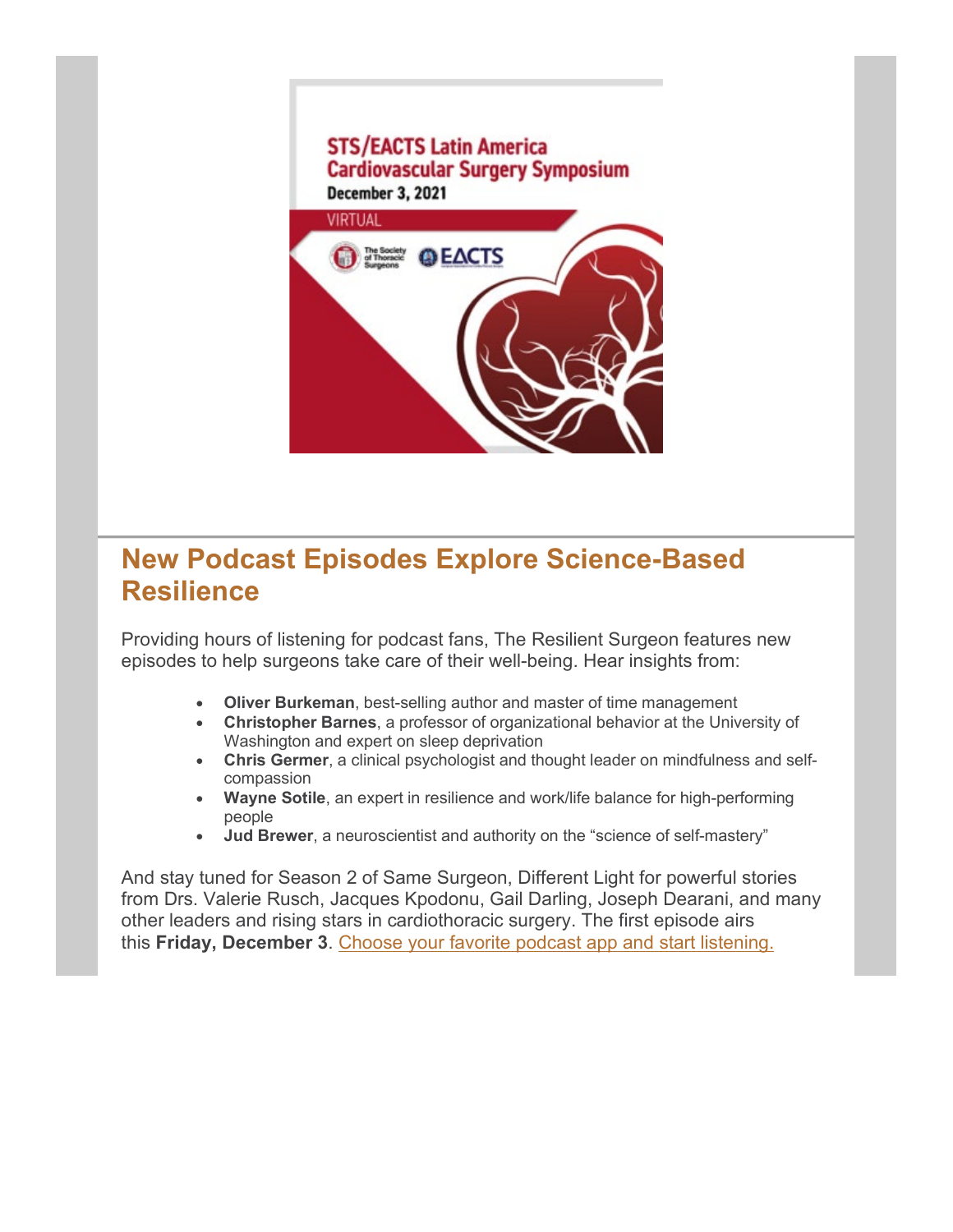STS/EACTS Latin America Cardiovascular Surgery Symposium

December 3, 2021

VIRTUAL

## New Podcast Episodes Explore Science-Based Resilience

Providing hours of listening for podcast fans, The Resilient Surgeon features new episodes to help surgeons take care of their well-being. Hear insights from:

- **Oliver Burkeman**, best-selling author and master of time management
- **Christopher Barnes**, a professor of organizational behavior at the University of Washington and expert on sleep deprivation
- **Chris Germer**, a clinical psychologist and thought leader on mindfulness and self-compassion
- **Wayne Sotile**, an expert in resilience and work/life balance for high-performing people
- **Jud Brewer**, a neuroscientist and authority on the "science of self-mastery"

And stay tuned for Season 2 of Same Surgeon, Different Light for powerful stories from Drs. Valerie Rusch, Jacques Kpodonu, Gail Darling, Joseph Dearani, and many other leaders and rising stars in cardiothoracic surgery. The first episode airs this **Friday, December 3**. Choose your favorite podcast app and start listening.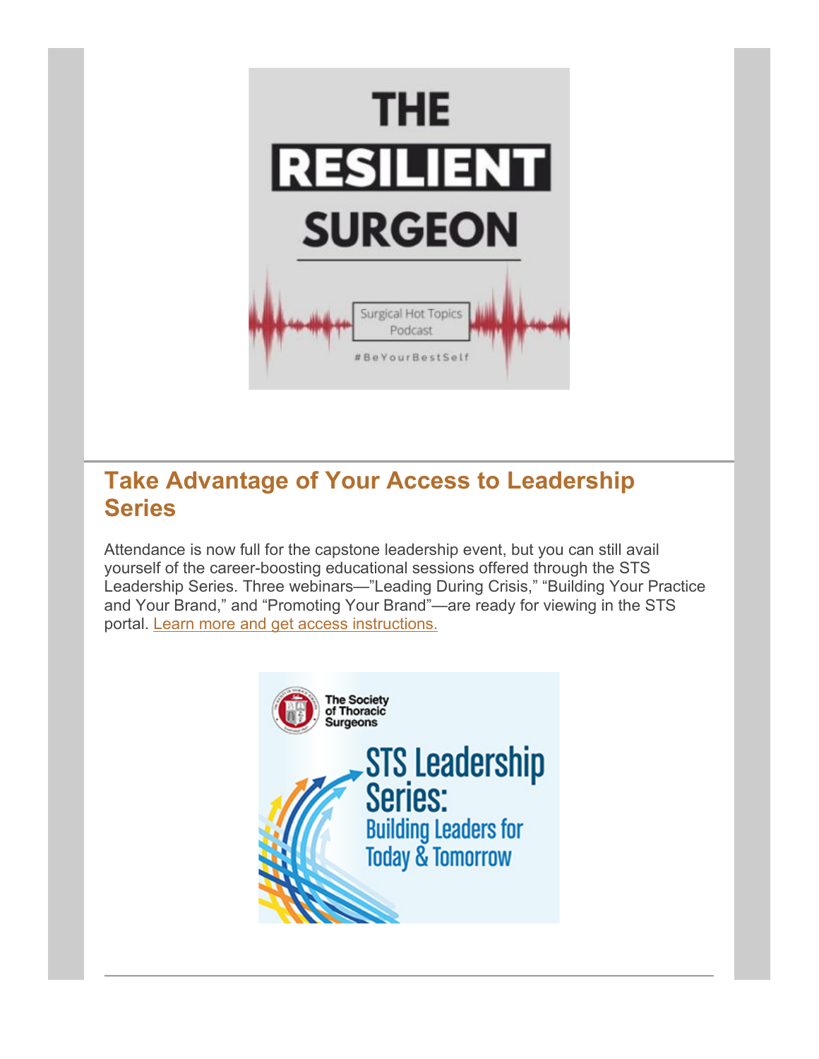## Take Advantage of Your Access to Leadership Series

Attendance is now full for the capstone leadership event, but you can still avail yourself of the career-boosting educational sessions offered through the STS Leadership Series. Three webinars—"Leading During Crisis," "Building Your Practice and Your Brand," and "Promoting Your Brand"—are ready for viewing in the STS portal. [Learn more and get access instructions.]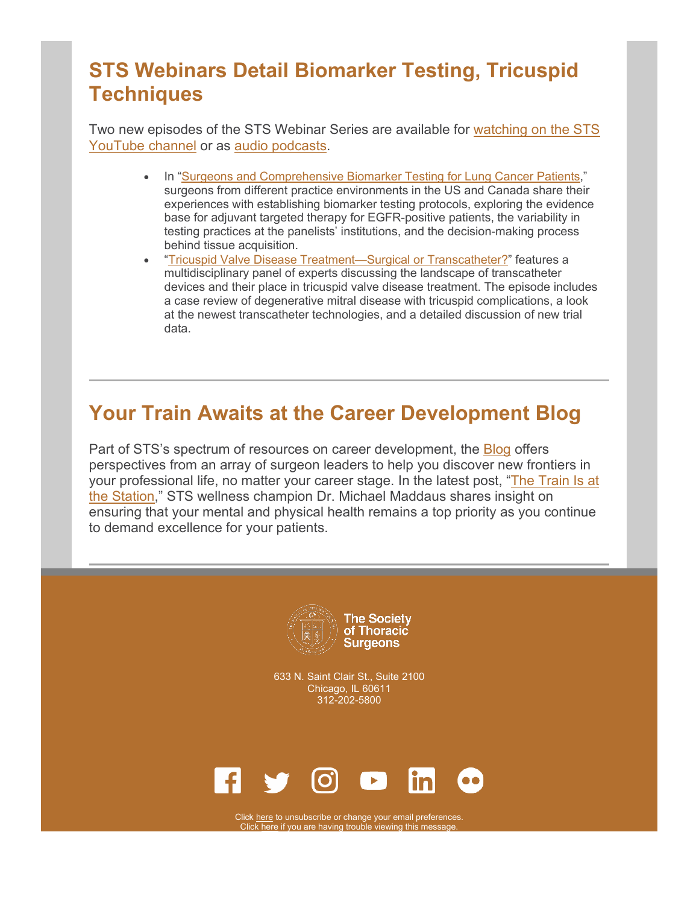## STS Webinars Detail Biomarker Testing, Tricuspid Techniques

Two new episodes of the STS Webinar Series are available for watching on the STS YouTube channel or as audio podcasts.

- In "Surgeons and Comprehensive Biomarker Testing for Lung Cancer Patients," surgeons from different practice environments in the US and Canada share their experiences with establishing biomarker testing protocols, exploring the evidence base for adjuvant targeted therapy for EGFR-positive patients, the variability in testing practices at the panelists' institutions, and the decision-making process behind tissue acquisition.
- "Tricuspid Valve Disease Treatment—Surgical or Transcatheter?" features a multidisciplinary panel of experts discussing the landscape of transcatheter devices and their place in tricuspid valve disease treatment. The episode includes a case review of degenerative mitral disease with tricuspid complications, a look at the newest transcatheter technologies, and a detailed discussion of new trial data.

---

## Your Train Awaits at the Career Development Blog

Part of STS's spectrum of resources on career development, the Blog offers perspectives from an array of surgeon leaders to help you discover new frontiers in your professional life, no matter your career stage. In the latest post, "The Train Is at the Station," STS wellness champion Dr. Michael Maddaus shares insight on ensuring that your mental and physical health remains a top priority as you continue to demand excellence for your patients.

---

The Society of Thoracic Surgeons

633 N. Saint Clair St., Suite 2100
Chicago, IL 60611
312-202-5800

Click here to unsubscribe or change your email preferences.
Click here if you are having trouble viewing this message.